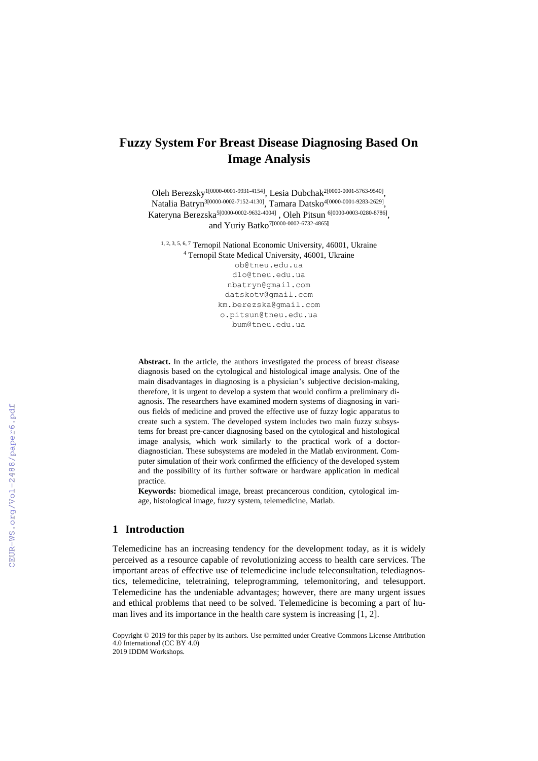# Fuzzy System For Breast Disease Diagnosing Based On Image Analysis

Oleh Berezsky[1[0000-0001-9931-4154]], Lesia Dubchak[2[0000-0001-5763-9540]], Natalia Batryn[3[0000-0002-7152-4130]], Tamara Datsko[4[0000-0001-9283-2629]], Kateryna Berezska[5[0000-0002-9632-4004]], Oleh Pitsun [6[0000-0003-0280-8786]], and Yuriy Batko[7[0000-0002-6732-4865]]

[1, 2, 3, 5, 6, 7] Ternopil National Economic University, 46001, Ukraine
[4] Ternopil State Medical University, 46001, Ukraine

ob@tneu.edu.ua
dlo@tneu.edu.ua
nbatryn@gmail.com
datskotv@gmail.com
km.berezska@gmail.com
o.pitsun@tneu.edu.ua
bum@tneu.edu.ua

**Abstract.** In the article, the authors investigated the process of breast disease diagnosis based on the cytological and histological image analysis. One of the main disadvantages in diagnosing is a physician's subjective decision-making, therefore, it is urgent to develop a system that would confirm a preliminary diagnosis. The researchers have examined modern systems of diagnosing in various fields of medicine and proved the effective use of fuzzy logic apparatus to create such a system. The developed system includes two main fuzzy subsystems for breast pre-cancer diagnosing based on the cytological and histological image analysis, which work similarly to the practical work of a doctor-diagnostician. These subsystems are modeled in the Matlab environment. Computer simulation of their work confirmed the efficiency of the developed system and the possibility of its further software or hardware application in medical practice.

**Keywords:** biomedical image, breast precancerous condition, cytological image, histological image, fuzzy system, telemedicine, Matlab.

## 1 Introduction

Telemedicine has an increasing tendency for the development today, as it is widely perceived as a resource capable of revolutionizing access to health care services. The important areas of effective use of telemedicine include teleconsultation, telediagnostics, telemedicine, teletraining, teleprogramming, telemonitoring, and telesupport. Telemedicine has the undeniable advantages; however, there are many urgent issues and ethical problems that need to be solved. Telemedicine is becoming a part of human lives and its importance in the health care system is increasing [1, 2].

Copyright © 2019 for this paper by its authors. Use permitted under Creative Commons License Attribution 4.0 International (CC BY 4.0)
2019 IDDM Workshops.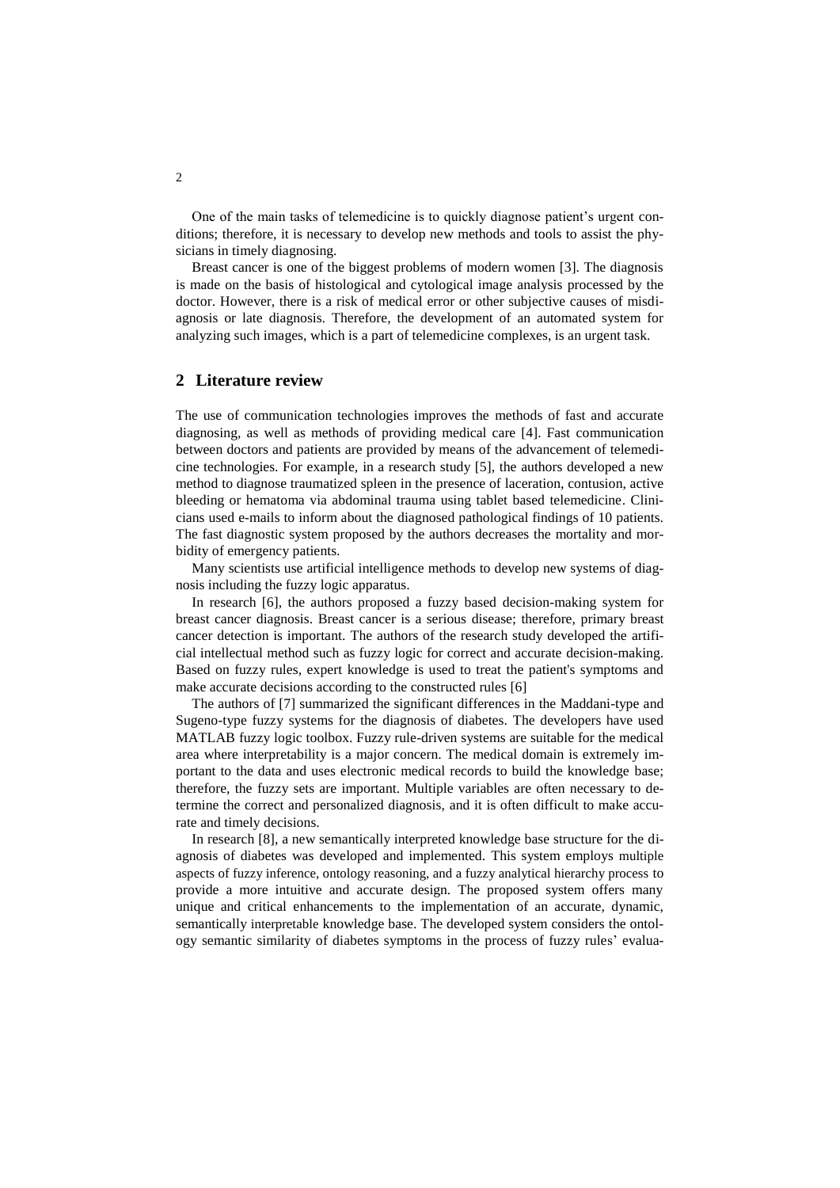One of the main tasks of telemedicine is to quickly diagnose patient's urgent conditions; therefore, it is necessary to develop new methods and tools to assist the physicians in timely diagnosing.

Breast cancer is one of the biggest problems of modern women [3]. The diagnosis is made on the basis of histological and cytological image analysis processed by the doctor. However, there is a risk of medical error or other subjective causes of misdiagnosis or late diagnosis. Therefore, the development of an automated system for analyzing such images, which is a part of telemedicine complexes, is an urgent task.

## 2 Literature review

The use of communication technologies improves the methods of fast and accurate diagnosing, as well as methods of providing medical care [4]. Fast communication between doctors and patients are provided by means of the advancement of telemedicine technologies. For example, in a research study [5], the authors developed a new method to diagnose traumatized spleen in the presence of laceration, contusion, active bleeding or hematoma via abdominal trauma using tablet based telemedicine. Clinicians used e-mails to inform about the diagnosed pathological findings of 10 patients. The fast diagnostic system proposed by the authors decreases the mortality and morbidity of emergency patients.

Many scientists use artificial intelligence methods to develop new systems of diagnosis including the fuzzy logic apparatus.

In research [6], the authors proposed a fuzzy based decision-making system for breast cancer diagnosis. Breast cancer is a serious disease; therefore, primary breast cancer detection is important. The authors of the research study developed the artificial intellectual method such as fuzzy logic for correct and accurate decision-making. Based on fuzzy rules, expert knowledge is used to treat the patient's symptoms and make accurate decisions according to the constructed rules [6]

The authors of [7] summarized the significant differences in the Maddani-type and Sugeno-type fuzzy systems for the diagnosis of diabetes. The developers have used MATLAB fuzzy logic toolbox. Fuzzy rule-driven systems are suitable for the medical area where interpretability is a major concern. The medical domain is extremely important to the data and uses electronic medical records to build the knowledge base; therefore, the fuzzy sets are important. Multiple variables are often necessary to determine the correct and personalized diagnosis, and it is often difficult to make accurate and timely decisions.

In research [8], a new semantically interpreted knowledge base structure for the diagnosis of diabetes was developed and implemented. This system employs multiple aspects of fuzzy inference, ontology reasoning, and a fuzzy analytical hierarchy process to provide a more intuitive and accurate design. The proposed system offers many unique and critical enhancements to the implementation of an accurate, dynamic, semantically interpretable knowledge base. The developed system considers the ontology semantic similarity of diabetes symptoms in the process of fuzzy rules' evalua-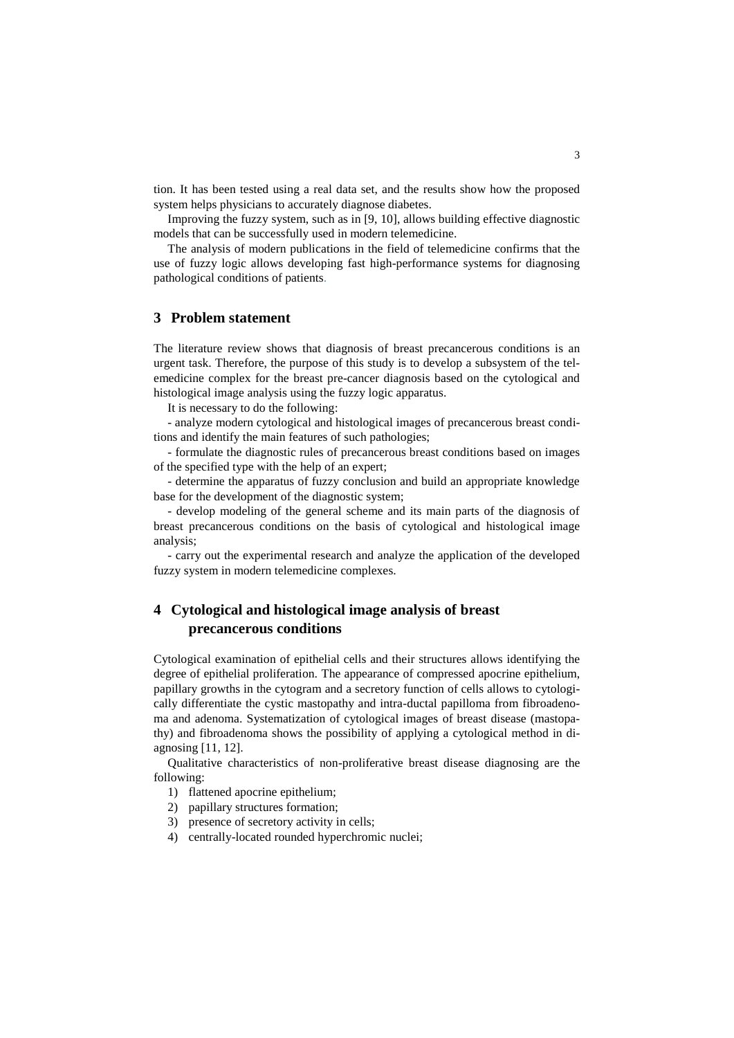tion. It has been tested using a real data set, and the results show how the proposed system helps physicians to accurately diagnose diabetes.

Improving the fuzzy system, such as in [9, 10], allows building effective diagnostic models that can be successfully used in modern telemedicine.

The analysis of modern publications in the field of telemedicine confirms that the use of fuzzy logic allows developing fast high-performance systems for diagnosing pathological conditions of patients.

## 3 Problem statement

The literature review shows that diagnosis of breast precancerous conditions is an urgent task. Therefore, the purpose of this study is to develop a subsystem of the telemedicine complex for the breast pre-cancer diagnosis based on the cytological and histological image analysis using the fuzzy logic apparatus.

It is necessary to do the following:

- analyze modern cytological and histological images of precancerous breast conditions and identify the main features of such pathologies;
- formulate the diagnostic rules of precancerous breast conditions based on images of the specified type with the help of an expert;
- determine the apparatus of fuzzy conclusion and build an appropriate knowledge base for the development of the diagnostic system;
- develop modeling of the general scheme and its main parts of the diagnosis of breast precancerous conditions on the basis of cytological and histological image analysis;
- carry out the experimental research and analyze the application of the developed fuzzy system in modern telemedicine complexes.

## 4 Cytological and histological image analysis of breast precancerous conditions

Cytological examination of epithelial cells and their structures allows identifying the degree of epithelial proliferation. The appearance of compressed apocrine epithelium, papillary growths in the cytogram and a secretory function of cells allows to cytologically differentiate the cystic mastopathy and intra-ductal papilloma from fibroadenoma and adenoma. Systematization of cytological images of breast disease (mastopathy) and fibroadenoma shows the possibility of applying a cytological method in diagnosing [11, 12].

Qualitative characteristics of non-proliferative breast disease diagnosing are the following:

1) flattened apocrine epithelium;
2) papillary structures formation;
3) presence of secretory activity in cells;
4) centrally-located rounded hyperchromic nuclei;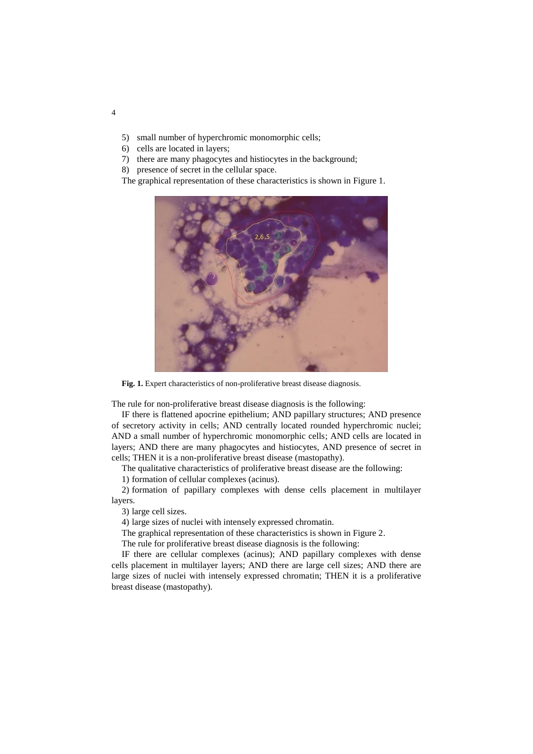5) small number of hyperchromic monomorphic cells;
6) cells are located in layers;
7) there are many phagocytes and histiocytes in the background;
8) presence of secret in the cellular space.

The graphical representation of these characteristics is shown in Figure 1.

**Fig. 1.** Expert characteristics of non-proliferative breast disease diagnosis.

The rule for non-proliferative breast disease diagnosis is the following:

IF there is flattened apocrine epithelium; AND papillary structures; AND presence of secretory activity in cells; AND centrally located rounded hyperchromic nuclei; AND a small number of hyperchromic monomorphic cells; AND cells are located in layers; AND there are many phagocytes and histiocytes, AND presence of secret in cells; THEN it is a non-proliferative breast disease (mastopathy).

The qualitative characteristics of proliferative breast disease are the following:

1) formation of cellular complexes (acinus).

2) formation of papillary complexes with dense cells placement in multilayer layers.

3) large cell sizes.

4) large sizes of nuclei with intensely expressed chromatin.

The graphical representation of these characteristics is shown in Figure 2.

The rule for proliferative breast disease diagnosis is the following:

IF there are cellular complexes (acinus); AND papillary complexes with dense cells placement in multilayer layers; AND there are large cell sizes; AND there are large sizes of nuclei with intensely expressed chromatin; THEN it is a proliferative breast disease (mastopathy).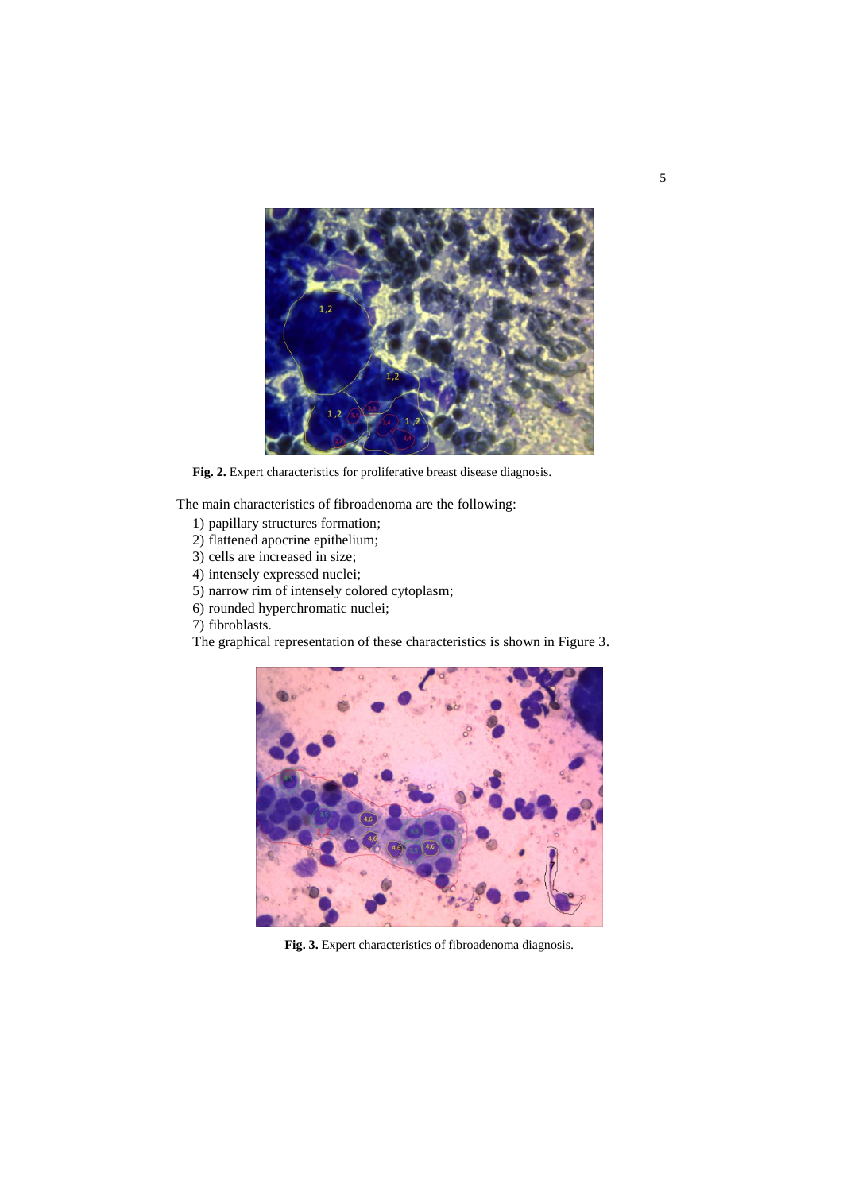**Fig. 2.** Expert characteristics for proliferative breast disease diagnosis.

The main characteristics of fibroadenoma are the following:

1) papillary structures formation;
2) flattened apocrine epithelium;
3) cells are increased in size;
4) intensely expressed nuclei;
5) narrow rim of intensely colored cytoplasm;
6) rounded hyperchromatic nuclei;
7) fibroblasts.

The graphical representation of these characteristics is shown in Figure 3.

**Fig. 3.** Expert characteristics of fibroadenoma diagnosis.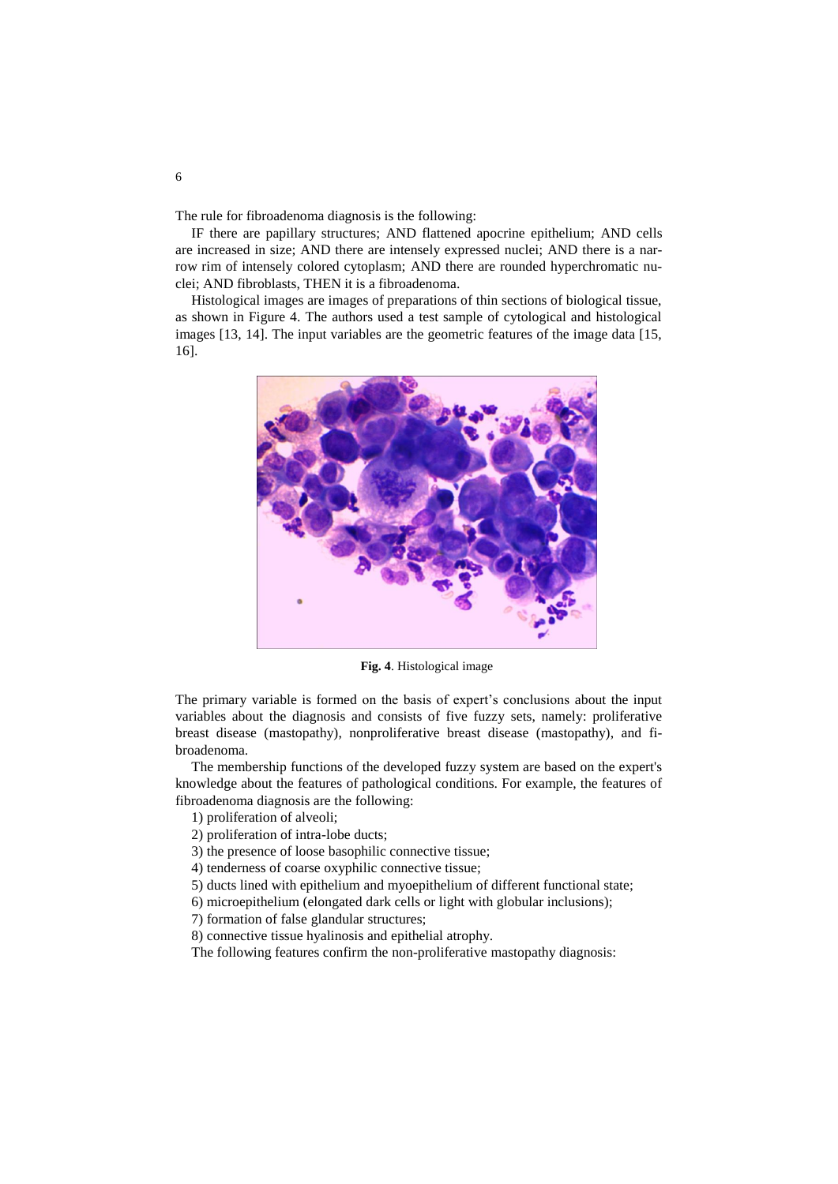The rule for fibroadenoma diagnosis is the following:

IF there are papillary structures; AND flattened apocrine epithelium; AND cells are increased in size; AND there are intensely expressed nuclei; AND there is a narrow rim of intensely colored cytoplasm; AND there are rounded hyperchromatic nuclei; AND fibroblasts, THEN it is a fibroadenoma.

Histological images are images of preparations of thin sections of biological tissue, as shown in Figure 4. The authors used a test sample of cytological and histological images [13, 14]. The input variables are the geometric features of the image data [15, 16].

**Fig. 4**. Histological image

The primary variable is formed on the basis of expert's conclusions about the input variables about the diagnosis and consists of five fuzzy sets, namely: proliferative breast disease (mastopathy), nonproliferative breast disease (mastopathy), and fibroadenoma.

The membership functions of the developed fuzzy system are based on the expert's knowledge about the features of pathological conditions. For example, the features of fibroadenoma diagnosis are the following:

1) proliferation of alveoli;
2) proliferation of intra-lobe ducts;
3) the presence of loose basophilic connective tissue;
4) tenderness of coarse oxyphilic connective tissue;
5) ducts lined with epithelium and myoepithelium of different functional state;
6) microepithelium (elongated dark cells or light with globular inclusions);
7) formation of false glandular structures;
8) connective tissue hyalinosis and epithelial atrophy.

The following features confirm the non-proliferative mastopathy diagnosis: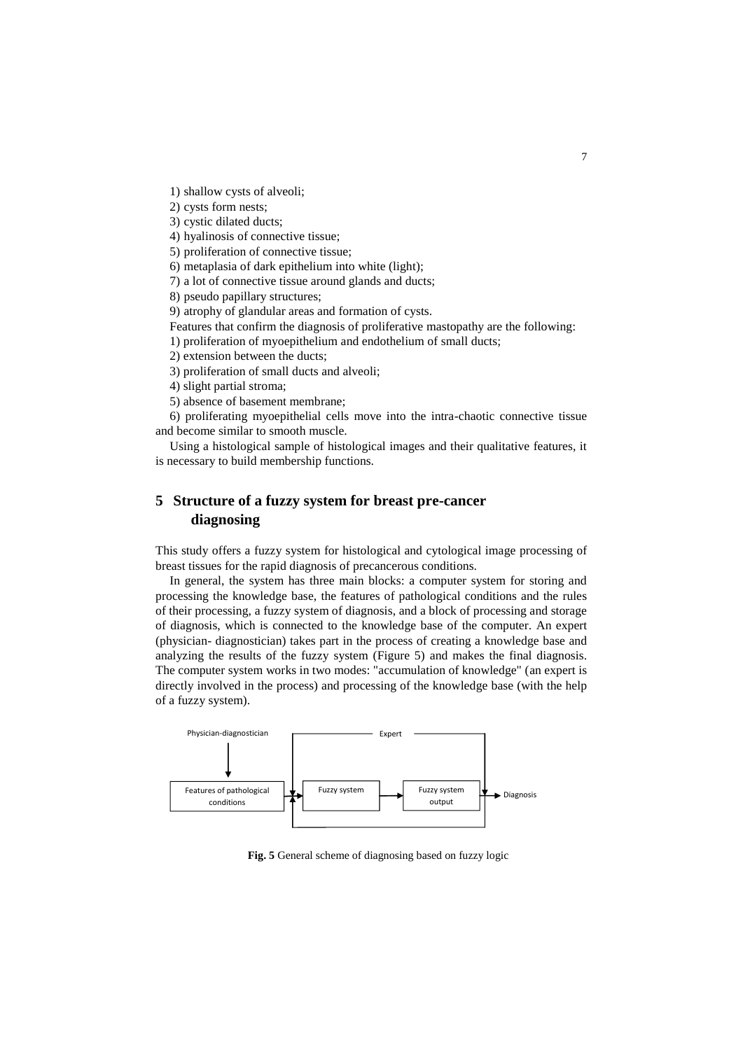1) shallow cysts of alveoli;

2) cysts form nests;

3) cystic dilated ducts;

4) hyalinosis of connective tissue;

5) proliferation of connective tissue;

6) metaplasia of dark epithelium into white (light);

7) a lot of connective tissue around glands and ducts;

8) pseudo papillary structures;

9) atrophy of glandular areas and formation of cysts.

Features that confirm the diagnosis of proliferative mastopathy are the following:

1) proliferation of myoepithelium and endothelium of small ducts;

2) extension between the ducts;

3) proliferation of small ducts and alveoli;

4) slight partial stroma;

5) absence of basement membrane;

6) proliferating myoepithelial cells move into the intra-chaotic connective tissue and become similar to smooth muscle.

Using a histological sample of histological images and their qualitative features, it is necessary to build membership functions.

## 5 Structure of a fuzzy system for breast pre-cancer diagnosing

This study offers a fuzzy system for histological and cytological image processing of breast tissues for the rapid diagnosis of precancerous conditions.

In general, the system has three main blocks: a computer system for storing and processing the knowledge base, the features of pathological conditions and the rules of their processing, a fuzzy system of diagnosis, and a block of processing and storage of diagnosis, which is connected to the knowledge base of the computer. An expert (physician- diagnostician) takes part in the process of creating a knowledge base and analyzing the results of the fuzzy system (Figure 5) and makes the final diagnosis. The computer system works in two modes: "accumulation of knowledge" (an expert is directly involved in the process) and processing of the knowledge base (with the help of a fuzzy system).

Physician-diagnostician → Features of pathological conditions → Fuzzy system → Fuzzy system output → Diagnosis; Expert

**Fig. 5** General scheme of diagnosing based on fuzzy logic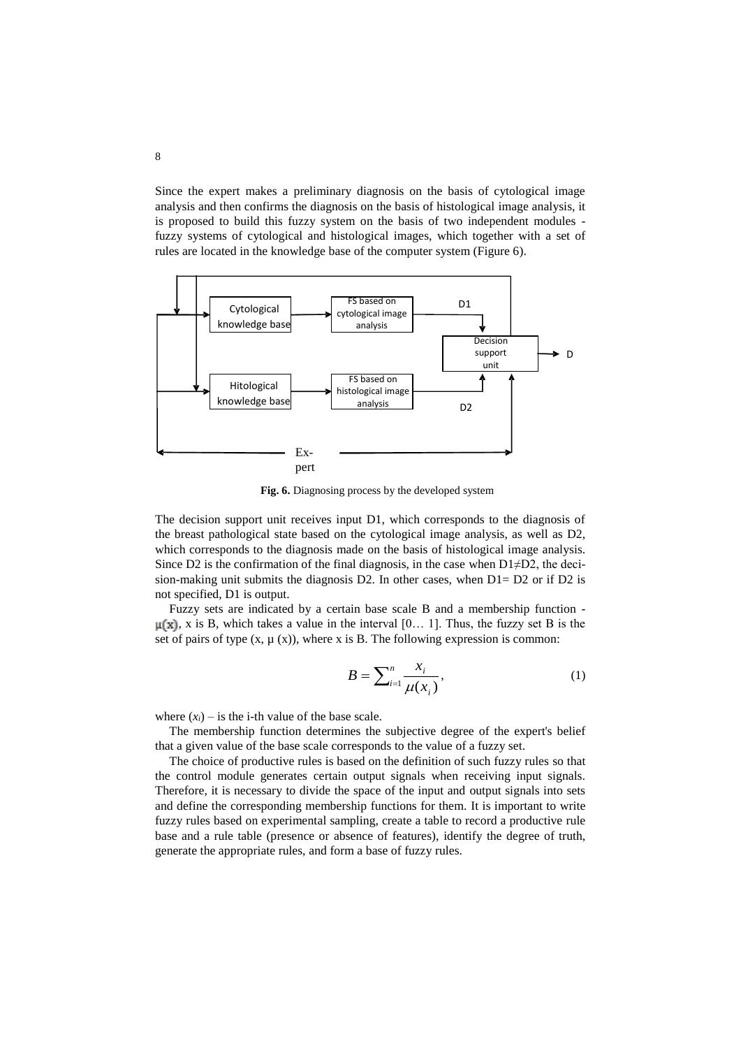Since the expert makes a preliminary diagnosis on the basis of cytological image analysis and then confirms the diagnosis on the basis of histological image analysis, it is proposed to build this fuzzy system on the basis of two independent modules - fuzzy systems of cytological and histological images, which together with a set of rules are located in the knowledge base of the computer system (Figure 6).

Cytological knowledge base

FS based on cytological image analysis

D1

Decision support unit

D

Hitological knowledge base

FS based on histological image analysis

D2

Ex-pert

**Fig. 6.** Diagnosing process by the developed system

The decision support unit receives input D1, which corresponds to the diagnosis of the breast pathological state based on the cytological image analysis, as well as D2, which corresponds to the diagnosis made on the basis of histological image analysis. Since D2 is the confirmation of the final diagnosis, in the case when D1≠D2, the decision-making unit submits the diagnosis D2. In other cases, when D1= D2 or if D2 is not specified, D1 is output.

Fuzzy sets are indicated by a certain base scale B and a membership function - $\mu(x)$, x is B, which takes a value in the interval [0… 1]. Thus, the fuzzy set B is the set of pairs of type (x, μ (x)), where x is B. The following expression is common:

$$B = \sum_{i=1}^{n} \frac{x_i}{\mu(x_i)}, \tag{1}$$

where $(x_i)$ – is the i-th value of the base scale.

The membership function determines the subjective degree of the expert's belief that a given value of the base scale corresponds to the value of a fuzzy set.

The choice of productive rules is based on the definition of such fuzzy rules so that the control module generates certain output signals when receiving input signals. Therefore, it is necessary to divide the space of the input and output signals into sets and define the corresponding membership functions for them. It is important to write fuzzy rules based on experimental sampling, create a table to record a productive rule base and a rule table (presence or absence of features), identify the degree of truth, generate the appropriate rules, and form a base of fuzzy rules.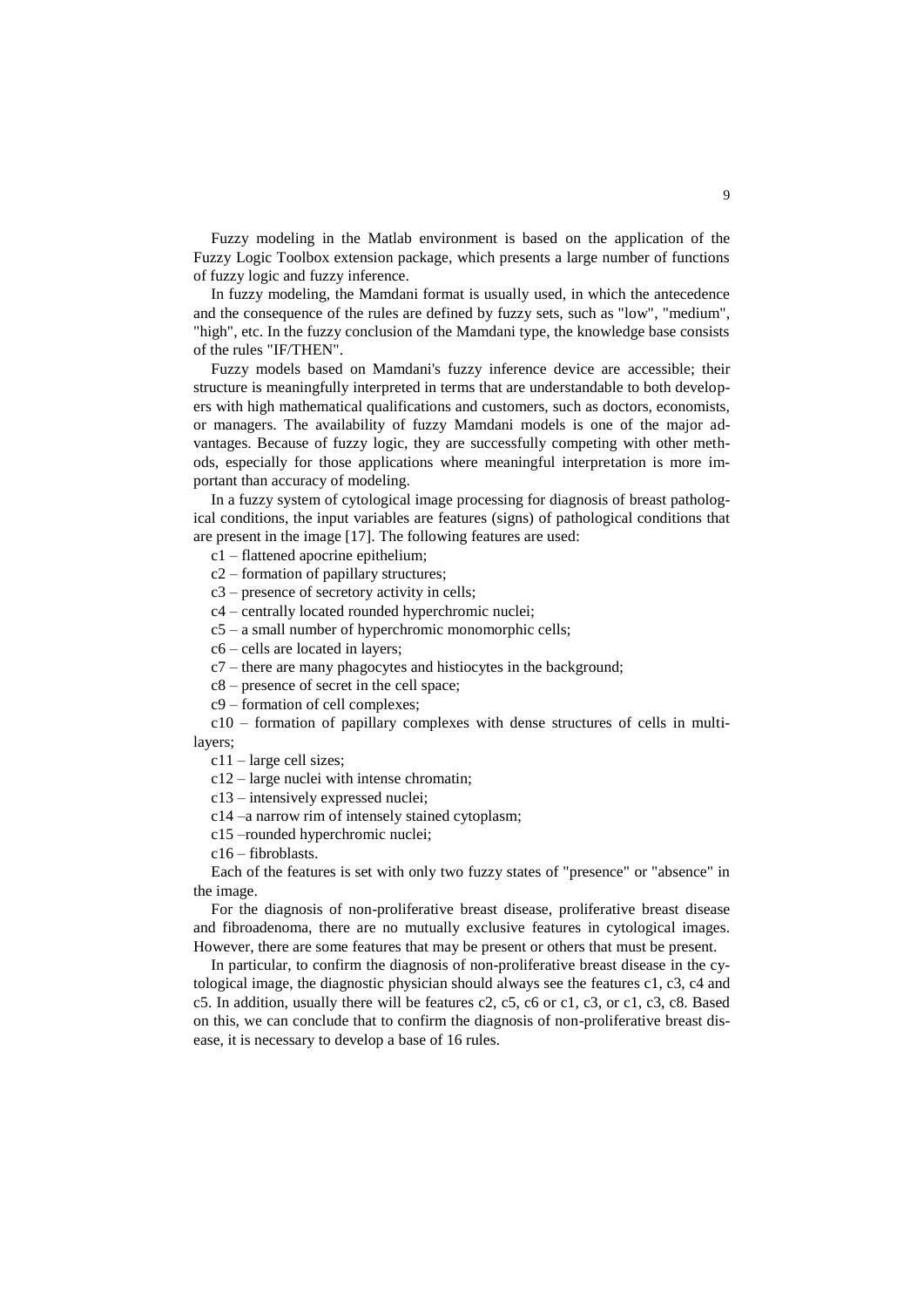Fuzzy modeling in the Matlab environment is based on the application of the Fuzzy Logic Toolbox extension package, which presents a large number of functions of fuzzy logic and fuzzy inference.

In fuzzy modeling, the Mamdani format is usually used, in which the antecedence and the consequence of the rules are defined by fuzzy sets, such as "low", "medium", "high", etc. In the fuzzy conclusion of the Mamdani type, the knowledge base consists of the rules "IF/THEN".

Fuzzy models based on Mamdani's fuzzy inference device are accessible; their structure is meaningfully interpreted in terms that are understandable to both developers with high mathematical qualifications and customers, such as doctors, economists, or managers. The availability of fuzzy Mamdani models is one of the major advantages. Because of fuzzy logic, they are successfully competing with other methods, especially for those applications where meaningful interpretation is more important than accuracy of modeling.

In a fuzzy system of cytological image processing for diagnosis of breast pathological conditions, the input variables are features (signs) of pathological conditions that are present in the image [17]. The following features are used:

c1 – flattened apocrine epithelium;

c2 – formation of papillary structures;

c3 – presence of secretory activity in cells;

c4 – centrally located rounded hyperchromic nuclei;

c5 – a small number of hyperchromic monomorphic cells;

c6 – cells are located in layers;

c7 – there are many phagocytes and histiocytes in the background;

c8 – presence of secret in the cell space;

c9 – formation of cell complexes;

c10 – formation of papillary complexes with dense structures of cells in multi-layers;

c11 – large cell sizes;

c12 – large nuclei with intense chromatin;

c13 – intensively expressed nuclei;

c14 –a narrow rim of intensely stained cytoplasm;

c15 –rounded hyperchromic nuclei;

c16 – fibroblasts.

Each of the features is set with only two fuzzy states of "presence" or "absence" in the image.

For the diagnosis of non-proliferative breast disease, proliferative breast disease and fibroadenoma, there are no mutually exclusive features in cytological images. However, there are some features that may be present or others that must be present.

In particular, to confirm the diagnosis of non-proliferative breast disease in the cytological image, the diagnostic physician should always see the features c1, c3, c4 and c5. In addition, usually there will be features c2, c5, c6 or c1, c3, or c1, c3, c8. Based on this, we can conclude that to confirm the diagnosis of non-proliferative breast disease, it is necessary to develop a base of 16 rules.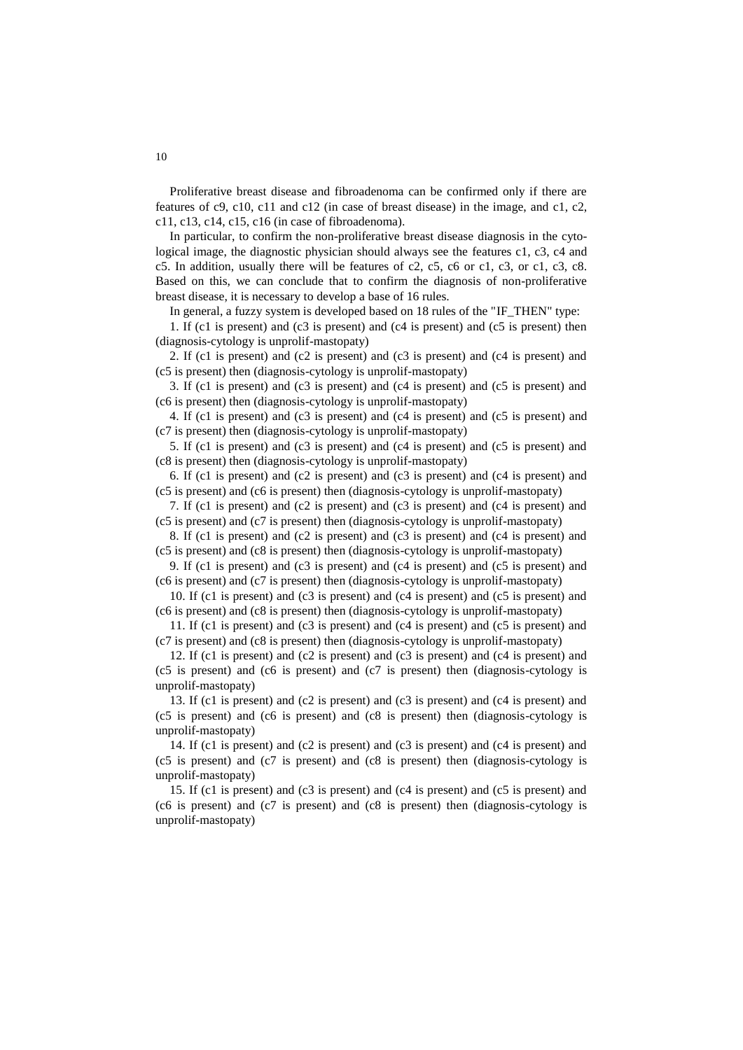Proliferative breast disease and fibroadenoma can be confirmed only if there are features of c9, c10, c11 and c12 (in case of breast disease) in the image, and c1, c2, c11, c13, c14, c15, c16 (in case of fibroadenoma).

In particular, to confirm the non-proliferative breast disease diagnosis in the cytological image, the diagnostic physician should always see the features c1, c3, c4 and c5. In addition, usually there will be features of c2, c5, c6 or c1, c3, or c1, c3, c8. Based on this, we can conclude that to confirm the diagnosis of non-proliferative breast disease, it is necessary to develop a base of 16 rules.

In general, a fuzzy system is developed based on 18 rules of the "IF_THEN" type:

1. If (c1 is present) and (c3 is present) and (c4 is present) and (c5 is present) then (diagnosis-cytology is unprolif-mastopaty)

2. If (c1 is present) and (c2 is present) and (c3 is present) and (c4 is present) and (c5 is present) then (diagnosis-cytology is unprolif-mastopaty)

3. If (c1 is present) and (c3 is present) and (c4 is present) and (c5 is present) and (c6 is present) then (diagnosis-cytology is unprolif-mastopaty)

4. If (c1 is present) and (c3 is present) and (c4 is present) and (c5 is present) and (c7 is present) then (diagnosis-cytology is unprolif-mastopaty)

5. If (c1 is present) and (c3 is present) and (c4 is present) and (c5 is present) and (c8 is present) then (diagnosis-cytology is unprolif-mastopaty)

6. If (c1 is present) and (c2 is present) and (c3 is present) and (c4 is present) and (c5 is present) and (c6 is present) then (diagnosis-cytology is unprolif-mastopaty)

7. If (c1 is present) and (c2 is present) and (c3 is present) and (c4 is present) and (c5 is present) and (c7 is present) then (diagnosis-cytology is unprolif-mastopaty)

8. If (c1 is present) and (c2 is present) and (c3 is present) and (c4 is present) and (c5 is present) and (c8 is present) then (diagnosis-cytology is unprolif-mastopaty)

9. If (c1 is present) and (c3 is present) and (c4 is present) and (c5 is present) and (c6 is present) and (c7 is present) then (diagnosis-cytology is unprolif-mastopaty)

10. If (c1 is present) and (c3 is present) and (c4 is present) and (c5 is present) and (c6 is present) and (c8 is present) then (diagnosis-cytology is unprolif-mastopaty)

11. If (c1 is present) and (c3 is present) and (c4 is present) and (c5 is present) and (c7 is present) and (c8 is present) then (diagnosis-cytology is unprolif-mastopaty)

12. If (c1 is present) and (c2 is present) and (c3 is present) and (c4 is present) and (c5 is present) and (c6 is present) and (c7 is present) then (diagnosis-cytology is unprolif-mastopaty)

13. If (c1 is present) and (c2 is present) and (c3 is present) and (c4 is present) and (c5 is present) and (c6 is present) and (c8 is present) then (diagnosis-cytology is unprolif-mastopaty)

14. If (c1 is present) and (c2 is present) and (c3 is present) and (c4 is present) and (c5 is present) and (c7 is present) and (c8 is present) then (diagnosis-cytology is unprolif-mastopaty)

15. If (c1 is present) and (c3 is present) and (c4 is present) and (c5 is present) and (c6 is present) and (c7 is present) and (c8 is present) then (diagnosis-cytology is unprolif-mastopaty)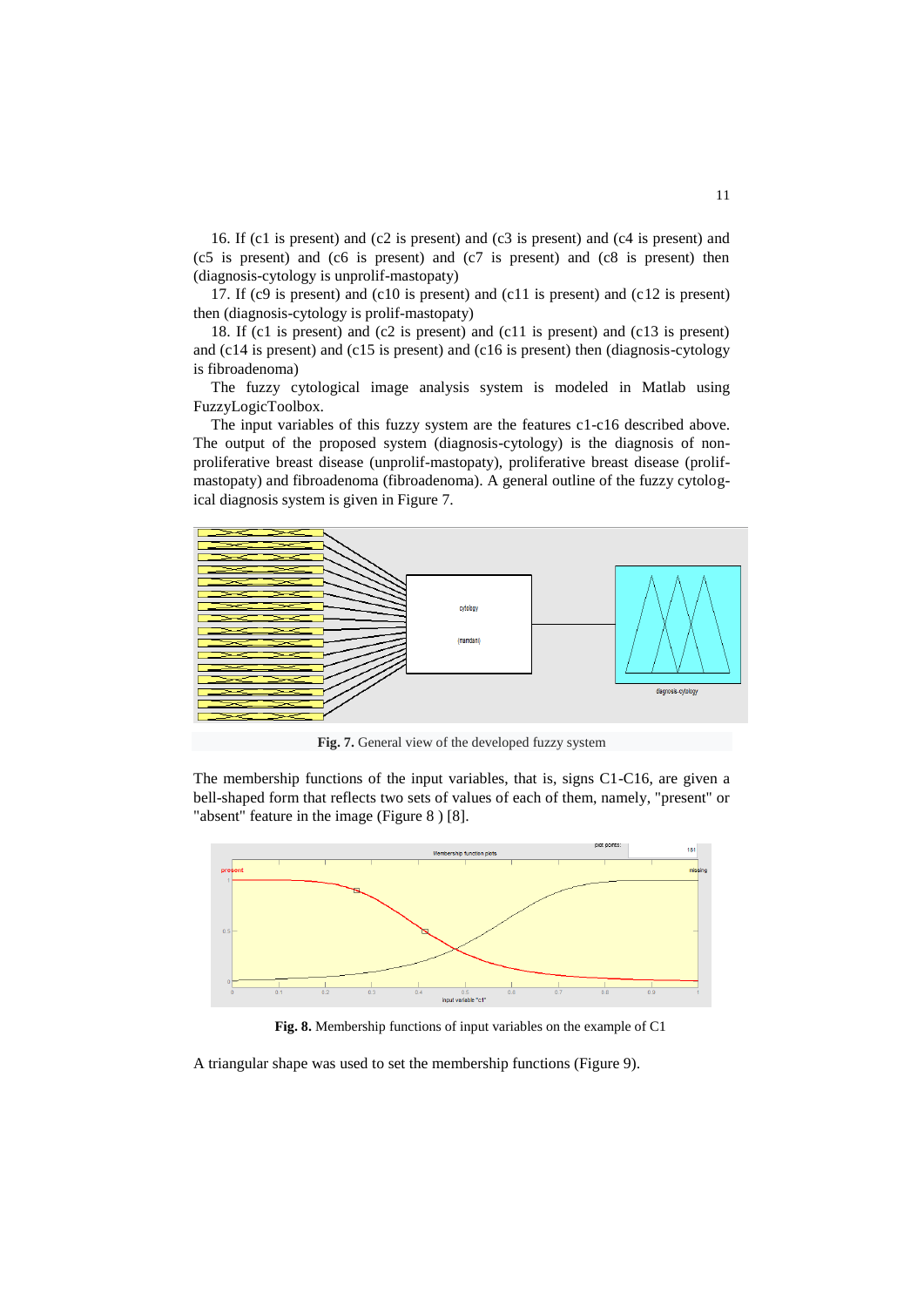16. If (c1 is present) and (c2 is present) and (c3 is present) and (c4 is present) and (c5 is present) and (c6 is present) and (c7 is present) and (c8 is present) then (diagnosis-cytology is unprolif-mastopaty)

17. If (c9 is present) and (c10 is present) and (c11 is present) and (c12 is present) then (diagnosis-cytology is prolif-mastopaty)

18. If (c1 is present) and (c2 is present) and (c11 is present) and (c13 is present) and (c14 is present) and (c15 is present) and (c16 is present) then (diagnosis-cytology is fibroadenoma)

The fuzzy cytological image analysis system is modeled in Matlab using FuzzyLogicToolbox.

The input variables of this fuzzy system are the features c1-c16 described above. The output of the proposed system (diagnosis-cytology) is the diagnosis of non-proliferative breast disease (unprolif-mastopaty), proliferative breast disease (prolif-mastopaty) and fibroadenoma (fibroadenoma). A general outline of the fuzzy cytological diagnosis system is given in Figure 7.

**Fig. 7.** General view of the developed fuzzy system

The membership functions of the input variables, that is, signs C1-C16, are given a bell-shaped form that reflects two sets of values of each of them, namely, "present" or "absent" feature in the image (Figure 8 ) [8].

**Fig. 8.** Membership functions of input variables on the example of C1

A triangular shape was used to set the membership functions (Figure 9).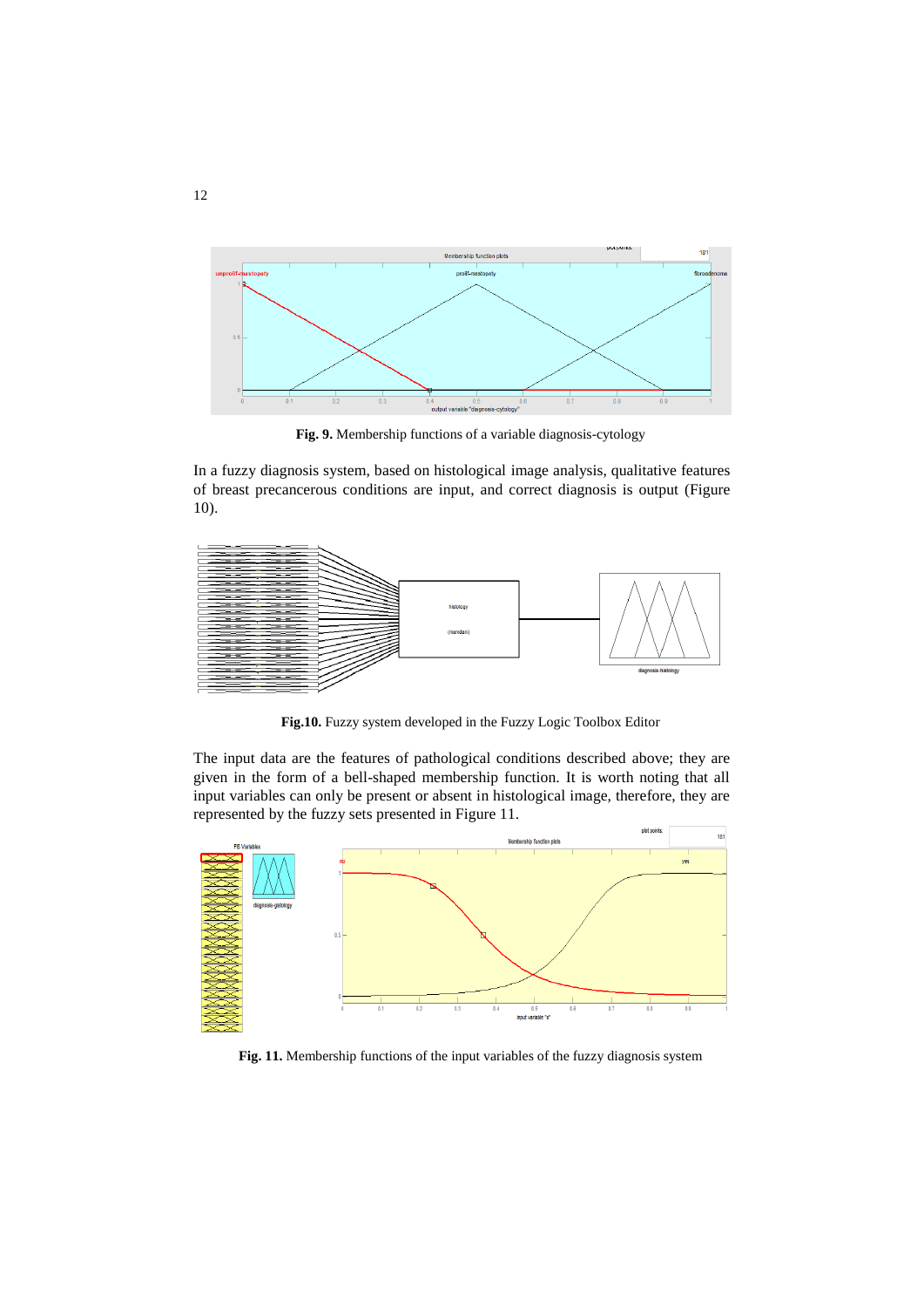**Fig. 9.** Membership functions of a variable diagnosis-cytology

In a fuzzy diagnosis system, based on histological image analysis, qualitative features of breast precancerous conditions are input, and correct diagnosis is output (Figure 10).

**Fig.10.** Fuzzy system developed in the Fuzzy Logic Toolbox Editor

The input data are the features of pathological conditions described above; they are given in the form of a bell-shaped membership function. It is worth noting that all input variables can only be present or absent in histological image, therefore, they are represented by the fuzzy sets presented in Figure 11.

**Fig. 11.** Membership functions of the input variables of the fuzzy diagnosis system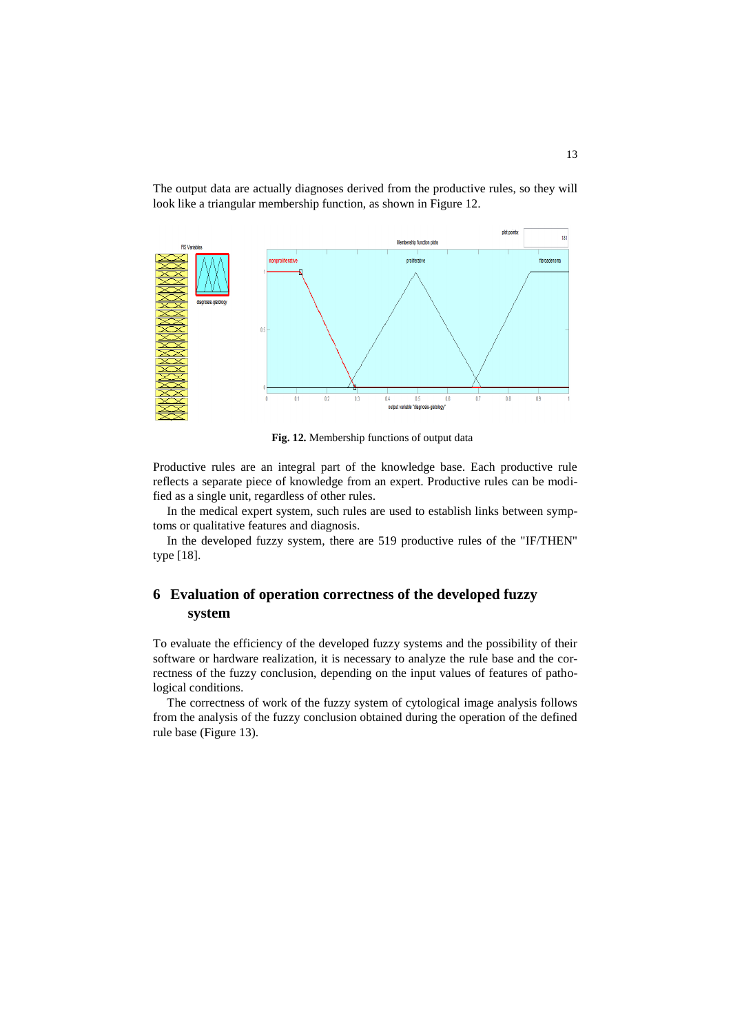The output data are actually diagnoses derived from the productive rules, so they will look like a triangular membership function, as shown in Figure 12.

**Fig. 12.** Membership functions of output data

Productive rules are an integral part of the knowledge base. Each productive rule reflects a separate piece of knowledge from an expert. Productive rules can be modified as a single unit, regardless of other rules.

In the medical expert system, such rules are used to establish links between symptoms or qualitative features and diagnosis.

In the developed fuzzy system, there are 519 productive rules of the "IF/THEN" type [18].

## 6 Evaluation of operation correctness of the developed fuzzy system

To evaluate the efficiency of the developed fuzzy systems and the possibility of their software or hardware realization, it is necessary to analyze the rule base and the correctness of the fuzzy conclusion, depending on the input values of features of pathological conditions.

The correctness of work of the fuzzy system of cytological image analysis follows from the analysis of the fuzzy conclusion obtained during the operation of the defined rule base (Figure 13).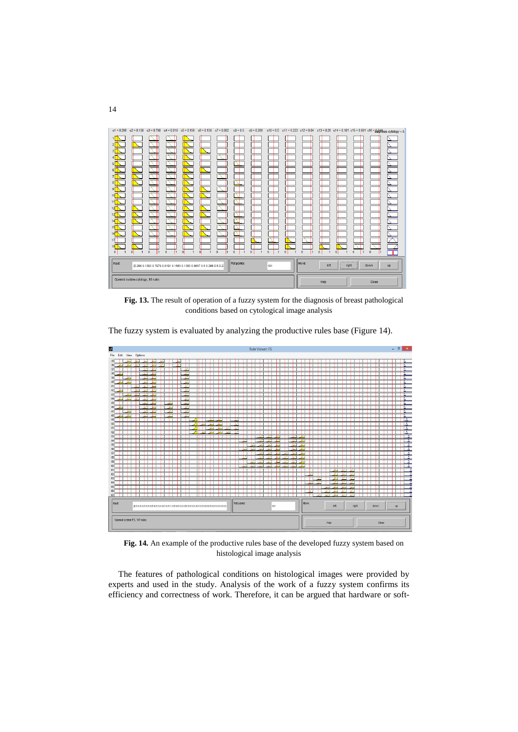**Fig. 13.** The result of operation of a fuzzy system for the diagnosis of breast pathological conditions based on cytological image analysis

The fuzzy system is evaluated by analyzing the productive rules base (Figure 14).

**Fig. 14.** An example of the productive rules base of the developed fuzzy system based on histological image analysis

The features of pathological conditions on histological images were provided by experts and used in the study. Analysis of the work of a fuzzy system confirms its efficiency and correctness of work. Therefore, it can be argued that hardware or soft-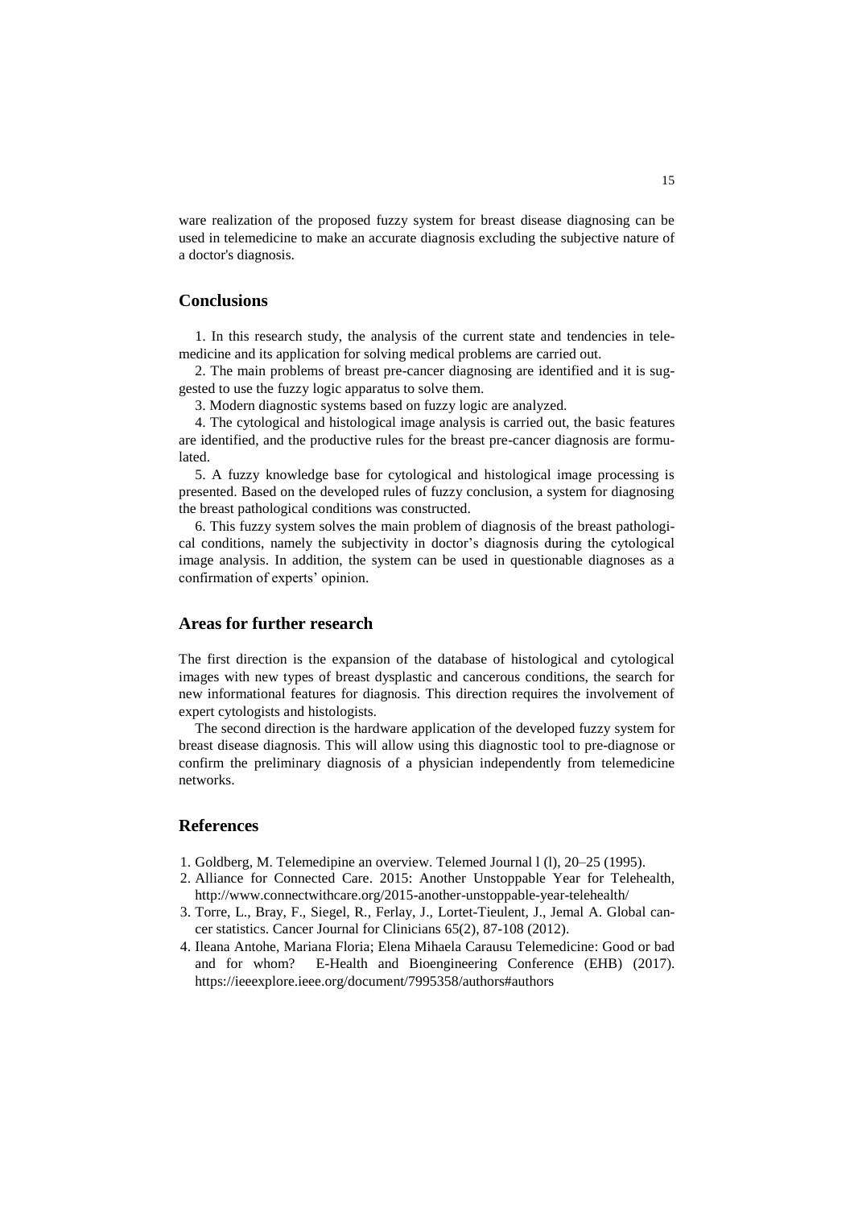ware realization of the proposed fuzzy system for breast disease diagnosing can be used in telemedicine to make an accurate diagnosis excluding the subjective nature of a doctor's diagnosis.

## Conclusions

1. In this research study, the analysis of the current state and tendencies in telemedicine and its application for solving medical problems are carried out.

2. The main problems of breast pre-cancer diagnosing are identified and it is suggested to use the fuzzy logic apparatus to solve them.

3. Modern diagnostic systems based on fuzzy logic are analyzed.

4. The cytological and histological image analysis is carried out, the basic features are identified, and the productive rules for the breast pre-cancer diagnosis are formulated.

5. A fuzzy knowledge base for cytological and histological image processing is presented. Based on the developed rules of fuzzy conclusion, a system for diagnosing the breast pathological conditions was constructed.

6. This fuzzy system solves the main problem of diagnosis of the breast pathological conditions, namely the subjectivity in doctor's diagnosis during the cytological image analysis. In addition, the system can be used in questionable diagnoses as a confirmation of experts' opinion.

## Areas for further research

The first direction is the expansion of the database of histological and cytological images with new types of breast dysplastic and cancerous conditions, the search for new informational features for diagnosis. This direction requires the involvement of expert cytologists and histologists.

The second direction is the hardware application of the developed fuzzy system for breast disease diagnosis. This will allow using this diagnostic tool to pre-diagnose or confirm the preliminary diagnosis of a physician independently from telemedicine networks.

## References

1. Goldberg, M. Telemedipine an overview. Telemed Journal l (l), 20–25 (1995).
2. Alliance for Connected Care. 2015: Another Unstoppable Year for Telehealth, http://www.connectwithcare.org/2015-another-unstoppable-year-telehealth/
3. Torre, L., Bray, F., Siegel, R., Ferlay, J., Lortet-Tieulent, J., Jemal A. Global cancer statistics. Cancer Journal for Clinicians 65(2), 87-108 (2012).
4. Ileana Antohe, Mariana Floria; Elena Mihaela Carausu Telemedicine: Good or bad and for whom? E-Health and Bioengineering Conference (EHB) (2017). https://ieeexplore.ieee.org/document/7995358/authors#authors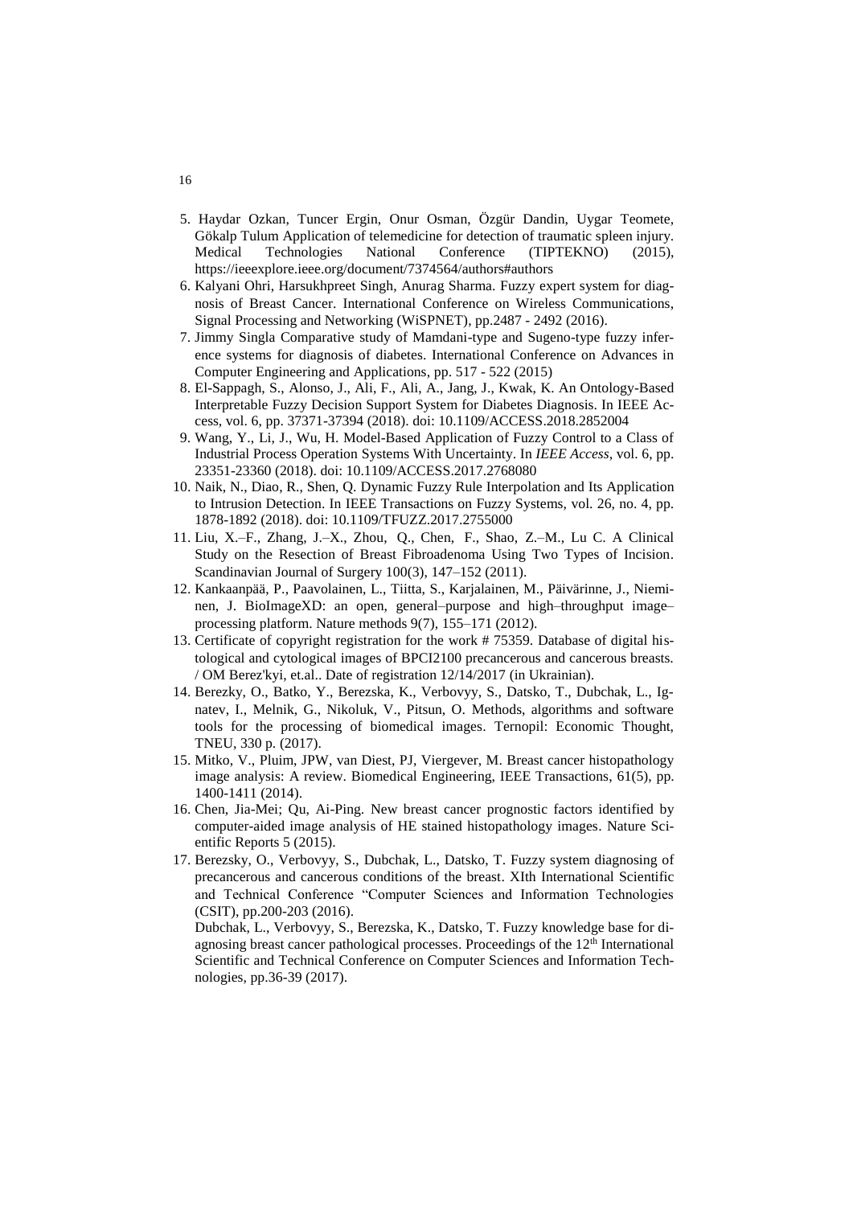5. Haydar Ozkan, Tuncer Ergin, Onur Osman, Özgür Dandin, Uygar Teomete, Gökalp Tulum Application of telemedicine for detection of traumatic spleen injury. Medical Technologies National Conference (TIPTEKNO) (2015), https://ieeexplore.ieee.org/document/7374564/authors#authors
6. Kalyani Ohri, Harsukhpreet Singh, Anurag Sharma. Fuzzy expert system for diagnosis of Breast Cancer. International Conference on Wireless Communications, Signal Processing and Networking (WiSPNET), pp.2487 - 2492 (2016).
7. Jimmy Singla Comparative study of Mamdani-type and Sugeno-type fuzzy inference systems for diagnosis of diabetes. International Conference on Advances in Computer Engineering and Applications, pp. 517 - 522 (2015)
8. El-Sappagh, S., Alonso, J., Ali, F., Ali, A., Jang, J., Kwak, K. An Ontology-Based Interpretable Fuzzy Decision Support System for Diabetes Diagnosis. In IEEE Access, vol. 6, pp. 37371-37394 (2018). doi: 10.1109/ACCESS.2018.2852004
9. Wang, Y., Li, J., Wu, H. Model-Based Application of Fuzzy Control to a Class of Industrial Process Operation Systems With Uncertainty. In *IEEE Access*, vol. 6, pp. 23351-23360 (2018). doi: 10.1109/ACCESS.2017.2768080
10. Naik, N., Diao, R., Shen, Q. Dynamic Fuzzy Rule Interpolation and Its Application to Intrusion Detection. In IEEE Transactions on Fuzzy Systems, vol. 26, no. 4, pp. 1878-1892 (2018). doi: 10.1109/TFUZZ.2017.2755000
11. Liu, X.–F., Zhang, J.–X., Zhou, Q., Chen, F., Shao, Z.–M., Lu C. A Clinical Study on the Resection of Breast Fibroadenoma Using Two Types of Incision. Scandinavian Journal of Surgery 100(3), 147–152 (2011).
12. Kankaanpää, P., Paavolainen, L., Tiitta, S., Karjalainen, M., Päivärinne, J., Nieminen, J. BioImageXD: an open, general–purpose and high–throughput image–processing platform. Nature methods 9(7), 155–171 (2012).
13. Certificate of copyright registration for the work # 75359. Database of digital histological and cytological images of BPCI2100 precancerous and cancerous breasts. / OM Berez'kyi, et.al.. Date of registration 12/14/2017 (in Ukrainian).
14. Berezky, O., Batko, Y., Berezska, K., Verbovyy, S., Datsko, T., Dubchak, L., Ignatev, I., Melnik, G., Nikoluk, V., Pitsun, O. Methods, algorithms and software tools for the processing of biomedical images. Ternopil: Economic Thought, TNEU, 330 p. (2017).
15. Mitko, V., Pluim, JPW, van Diest, PJ, Viergever, M. Breast cancer histopathology image analysis: A review. Biomedical Engineering, IEEE Transactions, 61(5), pp. 1400-1411 (2014).
16. Chen, Jia-Mei; Qu, Ai-Ping. New breast cancer prognostic factors identified by computer-aided image analysis of HE stained histopathology images. Nature Scientific Reports 5 (2015).
17. Berezsky, O., Verbovyy, S., Dubchak, L., Datsko, T. Fuzzy system diagnosing of precancerous and cancerous conditions of the breast. XIth International Scientific and Technical Conference "Computer Sciences and Information Technologies (CSIT), pp.200-203 (2016).

    Dubchak, L., Verbovyy, S., Berezska, K., Datsko, T. Fuzzy knowledge base for diagnosing breast cancer pathological processes. Proceedings of the 12th International Scientific and Technical Conference on Computer Sciences and Information Technologies, pp.36-39 (2017).